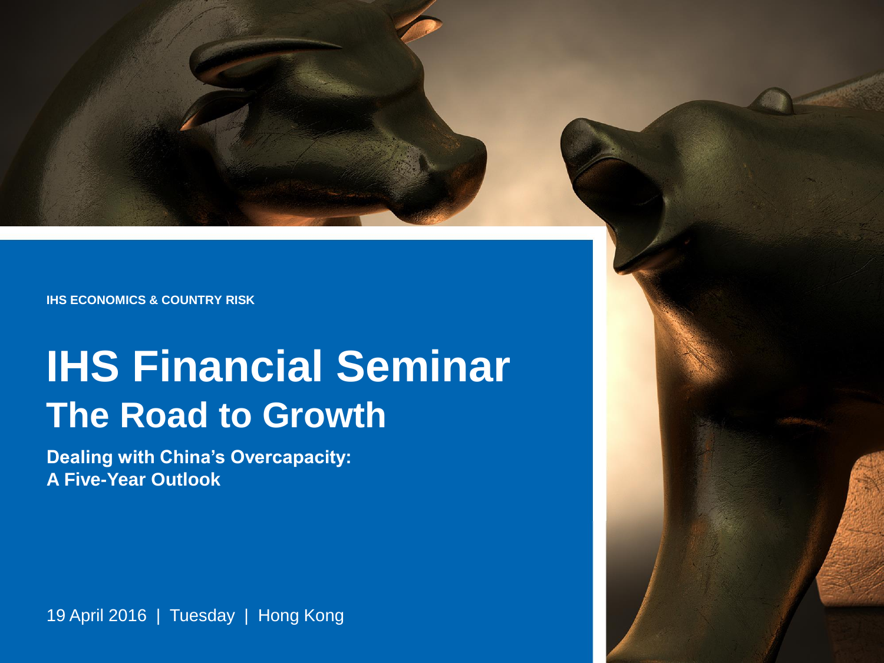IHS ECONOMICS & COUNTRY RISK

# IHS Financial Seminar
## The Road to Growth

**Dealing with China's Overcapacity:**
**A Five-Year Outlook**

19 April 2016 | Tuesday | Hong Kong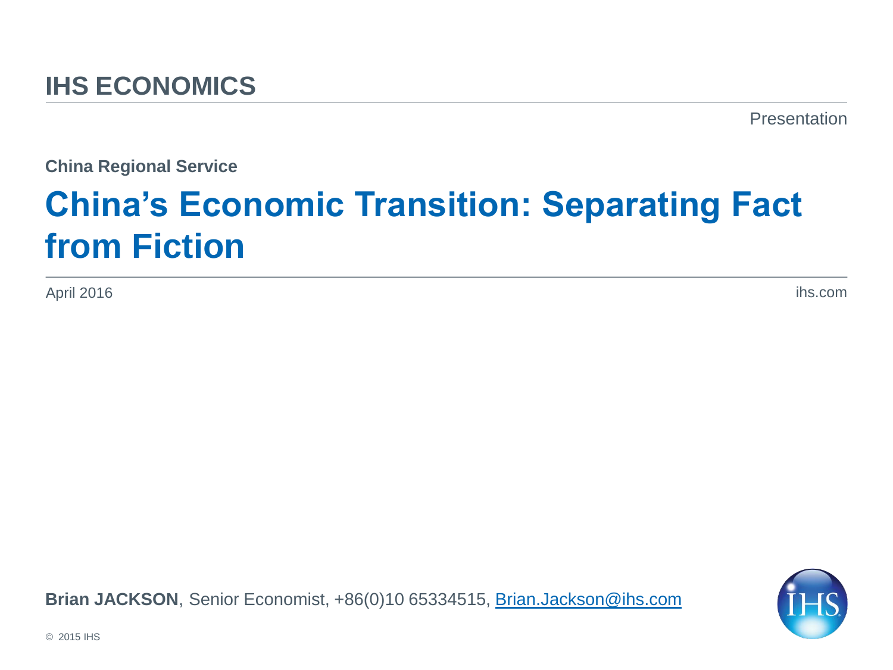IHS ECONOMICS

Presentation

**China Regional Service**

# China's Economic Transition: Separating Fact from Fiction

April 2016

ihs.com

**Brian JACKSON**, Senior Economist, +86(0)10 65334515, Brian.Jackson@ihs.com

© 2015 IHS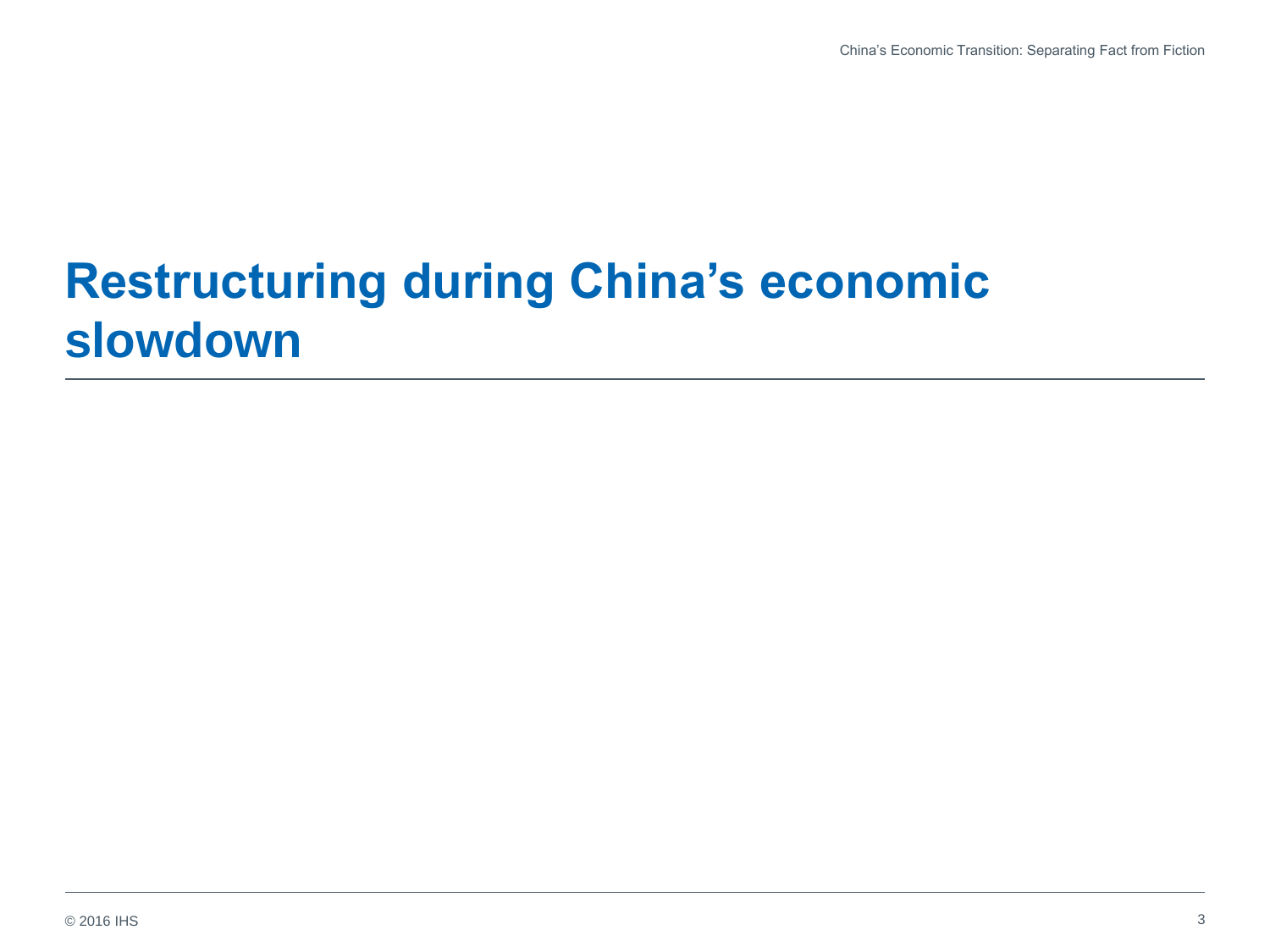# Restructuring during China's economic slowdown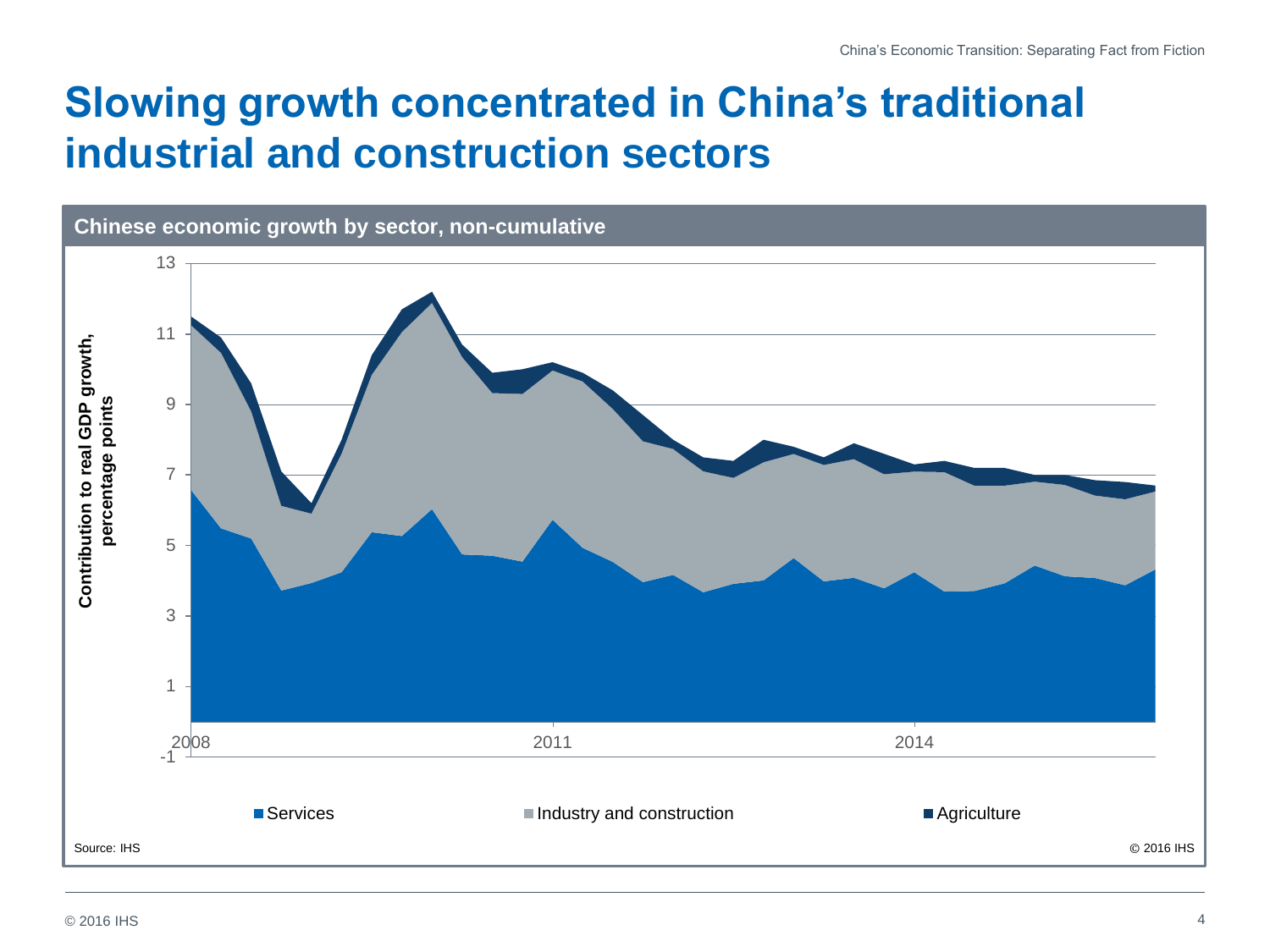# Slowing growth concentrated in China's traditional industrial and construction sectors

**Chinese economic growth by sector, non-cumulative**

Contribution to real GDP growth, percentage points

13
11
9
7
5
3
1
-1

2008
2011
2014

Services
Industry and construction
Agriculture

Source: IHS

© 2016 IHS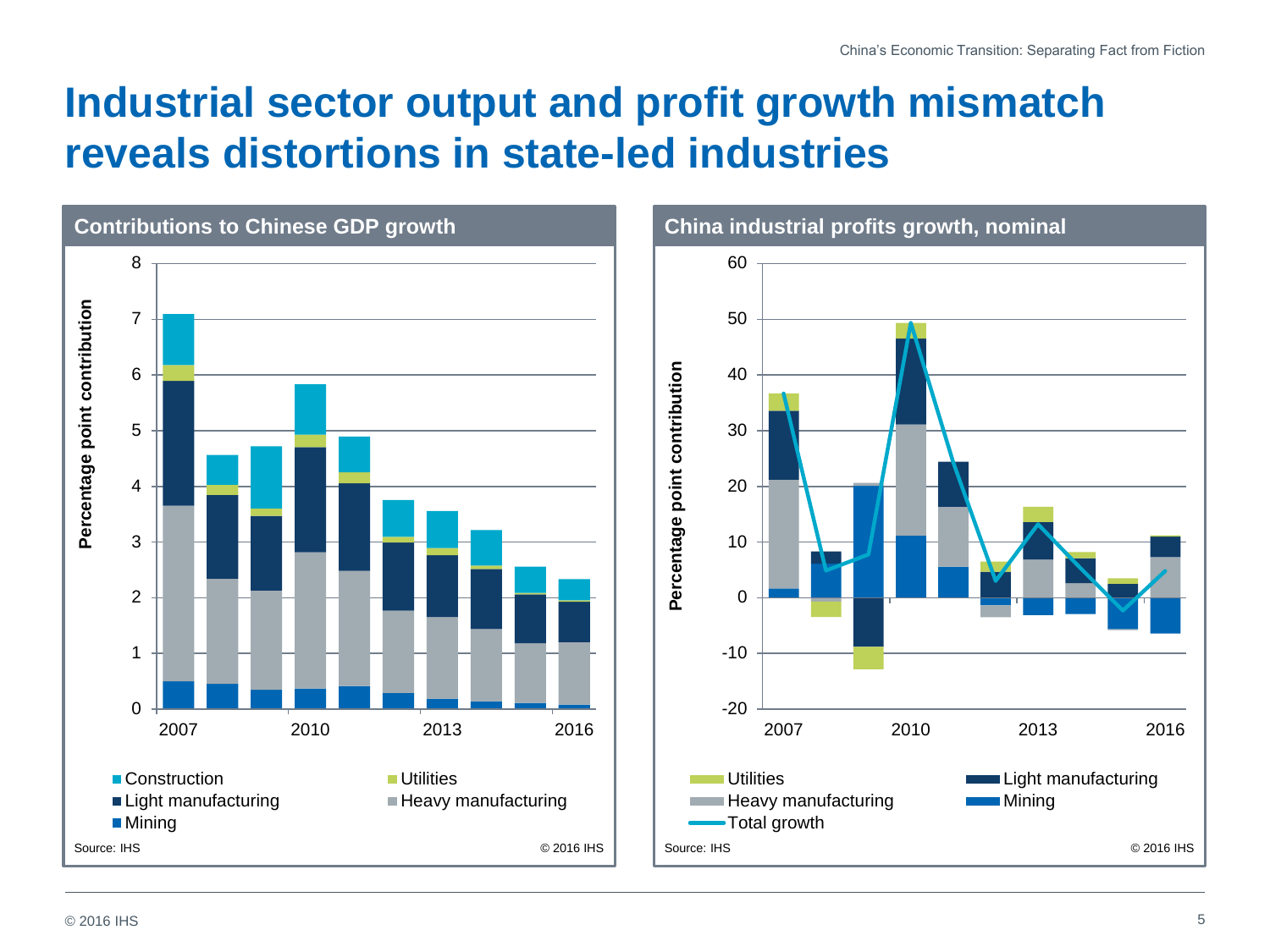# Industrial sector output and profit growth mismatch reveals distortions in state-led industries

## Contributions to Chinese GDP growth

Percentage point contribution

8
7
6
5
4
3
2
1
0

2007
2010
2013
2016

Construction
Utilities
Light manufacturing
Heavy manufacturing
Mining

Source: IHS

© 2016 IHS

## China industrial profits growth, nominal

Percentage point contribution

60
50
40
30
20
10
0
-10
-20

2007
2010
2013
2016

Utilities
Light manufacturing
Heavy manufacturing
Mining
Total growth

Source: IHS

© 2016 IHS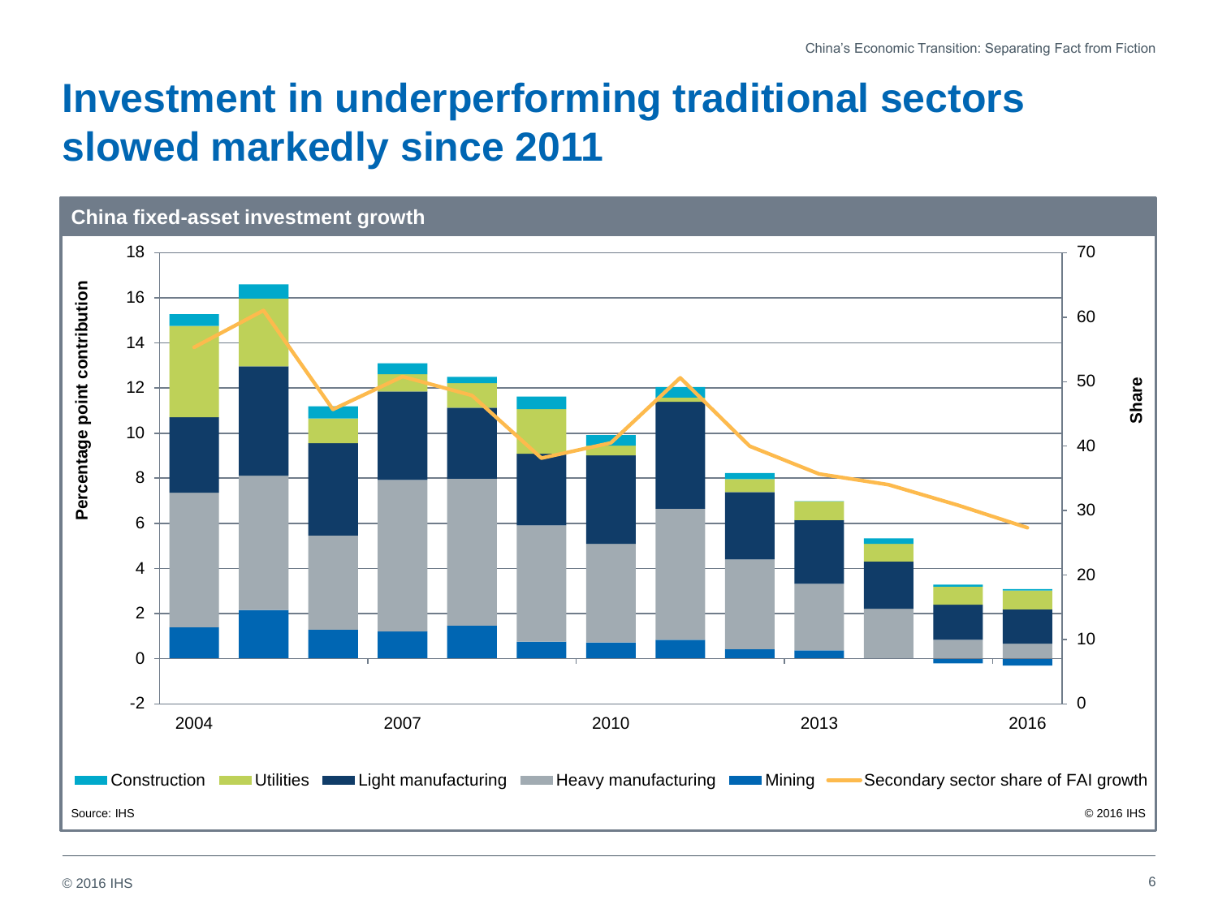# Investment in underperforming traditional sectors slowed markedly since 2011

China fixed-asset investment growth

Percentage point contribution

18
16
14
12
10
8
6
4
2
0
-2

Share

70
60
50
40
30
20
10
0

2004
2007
2010
2013
2016

Construction
Utilities
Light manufacturing
Heavy manufacturing
Mining
Secondary sector share of FAI growth

Source: IHS

© 2016 IHS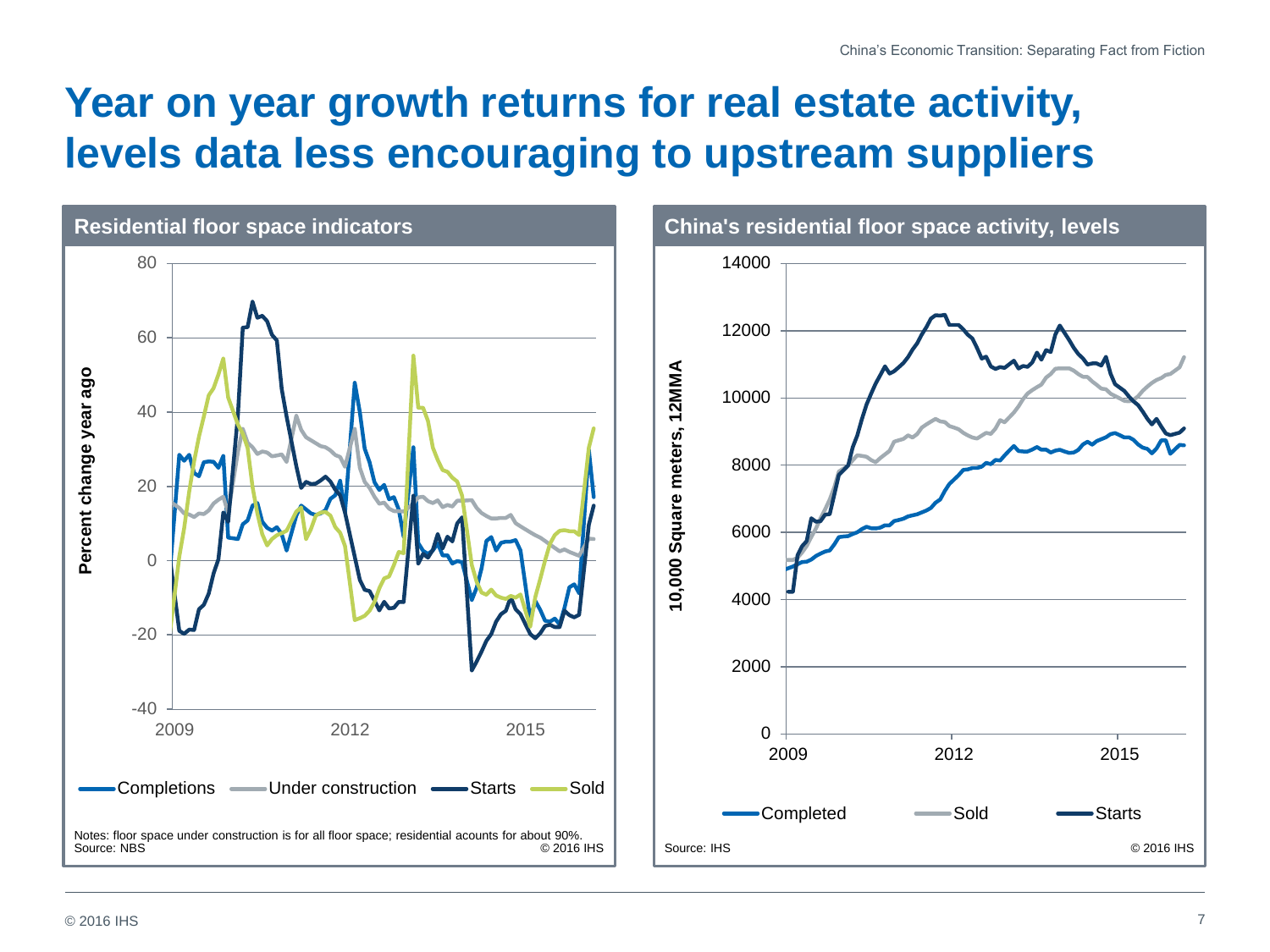# Year on year growth returns for real estate activity, levels data less encouraging to upstream suppliers

## Residential floor space indicators

Percent change year ago

80
60
40
20
0
-20
-40

2009
2012
2015

Completions
Under construction
Starts
Sold

Notes: floor space under construction is for all floor space; residential acounts for about 90%.
Source: NBS
© 2016 IHS

## China's residential floor space activity, levels

10,000 Square meters, 12MMA

14000
12000
10000
8000
6000
4000
2000
0

2009
2012
2015

Completed
Sold
Starts

Source: IHS
© 2016 IHS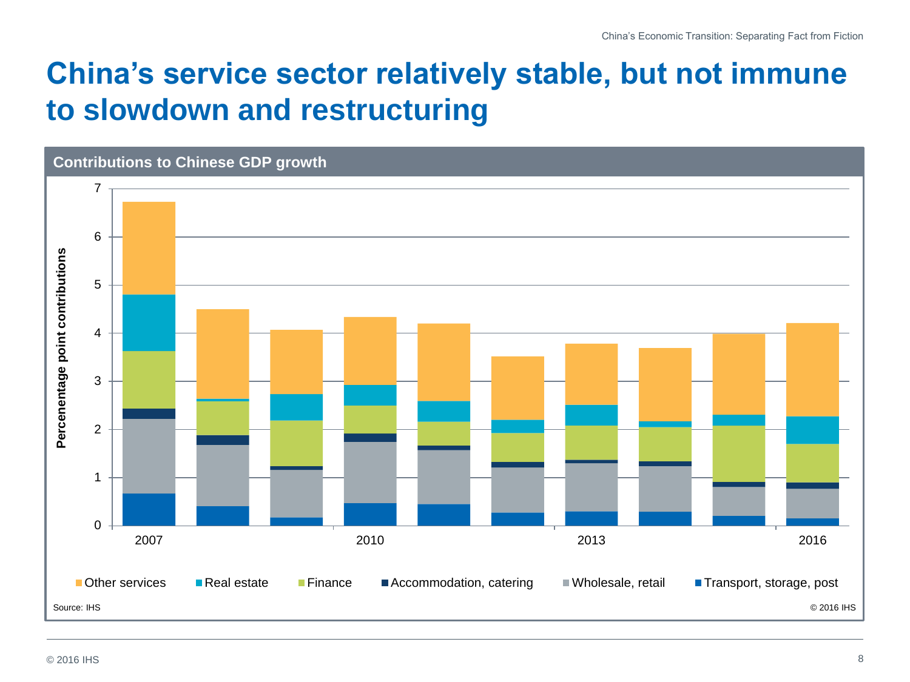# China's service sector relatively stable, but not immune to slowdown and restructuring

**Contributions to Chinese GDP growth**

Percenentage point contributions

7
6
5
4
3
2
1
0

2007
2010
2013
2016

Other services
Real estate
Finance
Accommodation, catering
Wholesale, retail
Transport, storage, post

Source: IHS

© 2016 IHS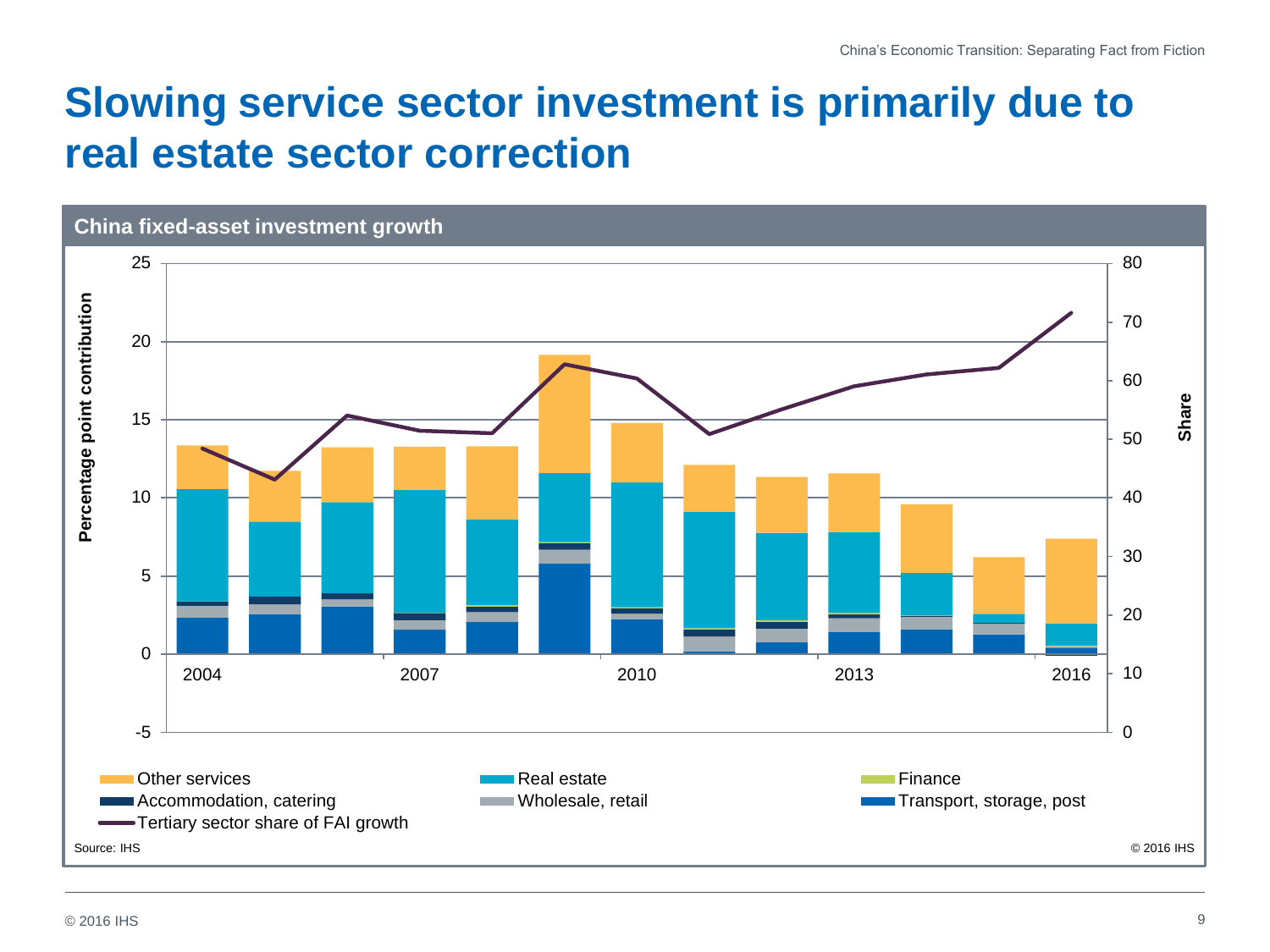# Slowing service sector investment is primarily due to real estate sector correction

China fixed-asset investment growth

Percentage point contribution

Share

25
20
15
10
5
0
-5

80
70
60
50
40
30
20
10
0

2004
2007
2010
2013
2016

Other services
Real estate
Finance
Accommodation, catering
Wholesale, retail
Transport, storage, post
Tertiary sector share of FAI growth

Source: IHS

© 2016 IHS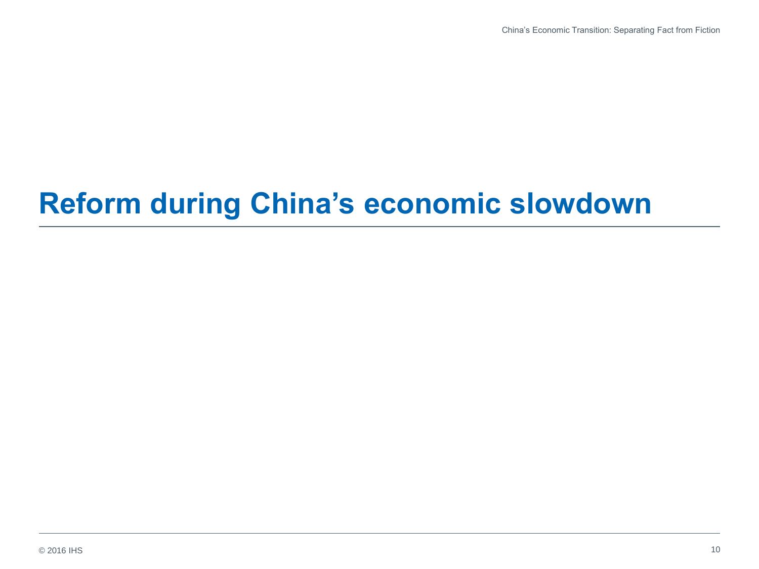# Reform during China's economic slowdown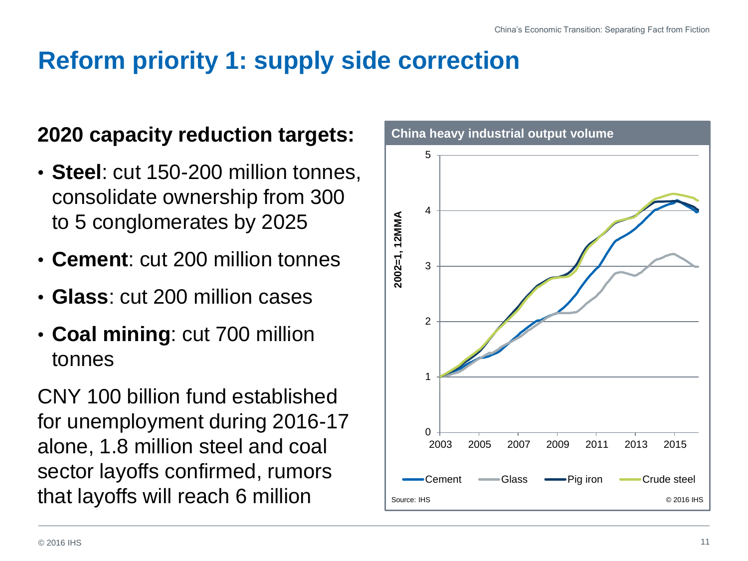# Reform priority 1: supply side correction

## 2020 capacity reduction targets:

- **Steel**: cut 150-200 million tonnes, consolidate ownership from 300 to 5 conglomerates by 2025
- **Cement**: cut 200 million tonnes
- **Glass**: cut 200 million cases
- **Coal mining**: cut 700 million tonnes

CNY 100 billion fund established for unemployment during 2016-17 alone, 1.8 million steel and coal sector layoffs confirmed, rumors that layoffs will reach 6 million

**China heavy industrial output volume**

2002=1, 12MMA

0
1
2
3
4
5

2003
2005
2007
2009
2011
2013
2015

Cement
Glass
Pig iron
Crude steel

Source: IHS

© 2016 IHS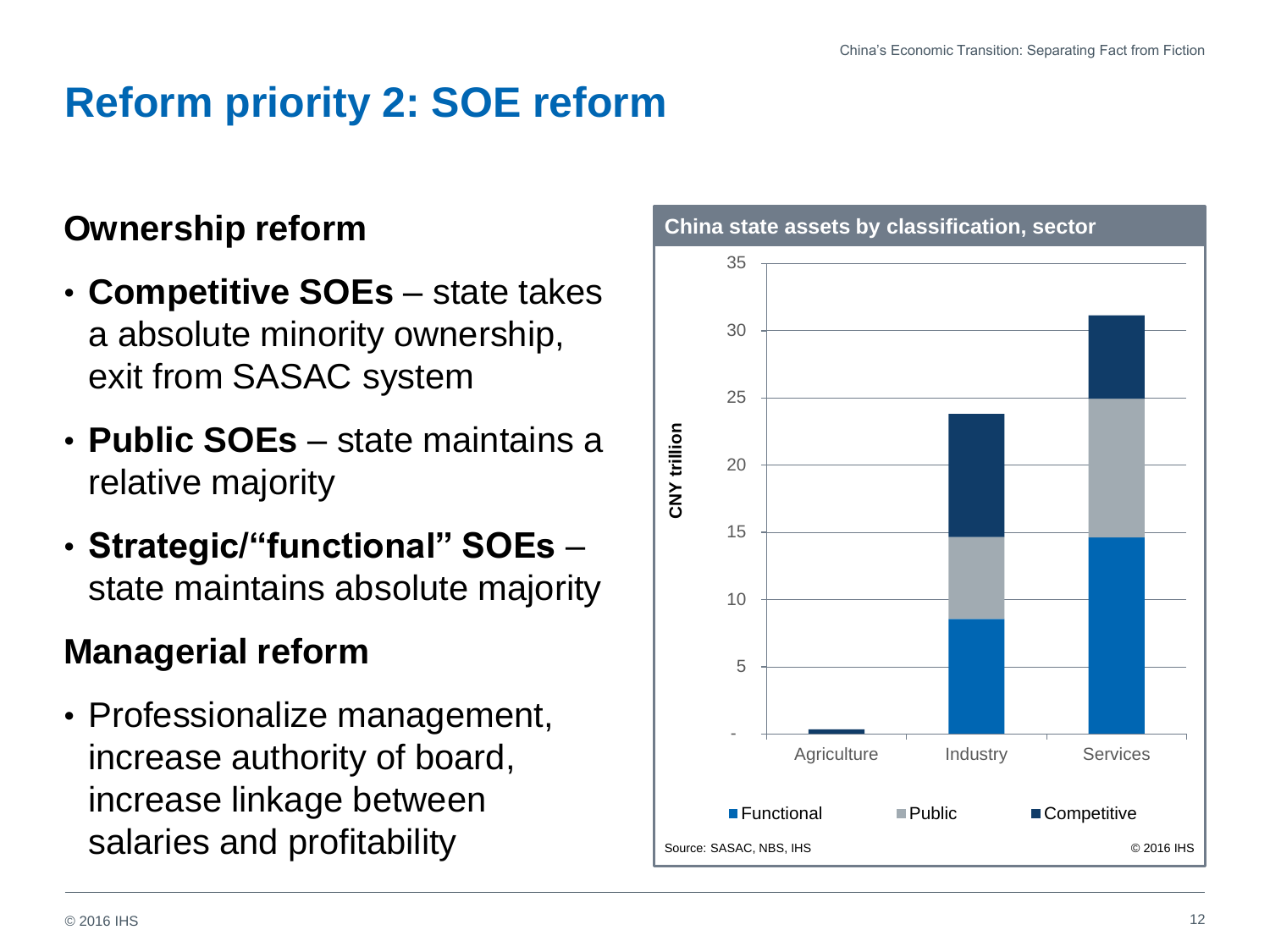# Reform priority 2: SOE reform

## Ownership reform

- **Competitive SOEs** – state takes a absolute minority ownership, exit from SASAC system
- **Public SOEs** – state maintains a relative majority
- **Strategic/“functional” SOEs** – state maintains absolute majority

## Managerial reform

- Professionalize management, increase authority of board, increase linkage between salaries and profitability

**China state assets by classification, sector**

Source: SASAC, NBS, IHS

© 2016 IHS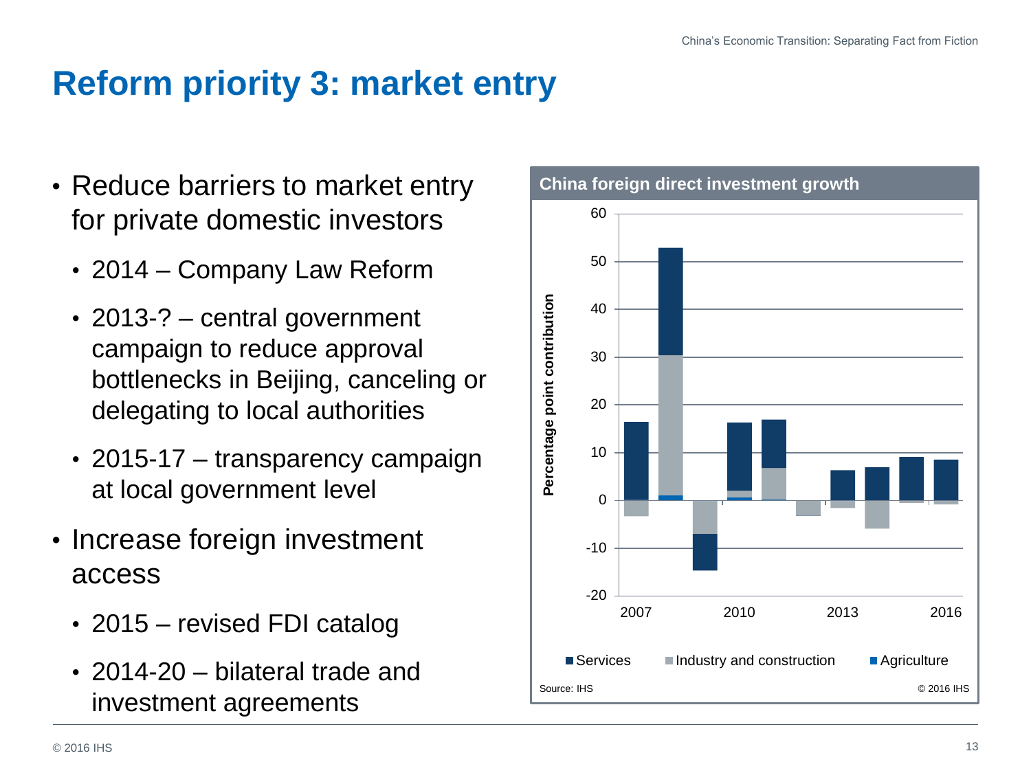# Reform priority 3: market entry

- Reduce barriers to market entry for private domestic investors
  - 2014 – Company Law Reform
  - 2013-? – central government campaign to reduce approval bottlenecks in Beijing, canceling or delegating to local authorities
  - 2015-17 – transparency campaign at local government level
- Increase foreign investment access
  - 2015 – revised FDI catalog
  - 2014-20 – bilateral trade and investment agreements

China foreign direct investment growth

Percentage point contribution

60
50
40
30
20
10
0
-10
-20

2007
2010
2013
2016

Services
Industry and construction
Agriculture

Source: IHS

© 2016 IHS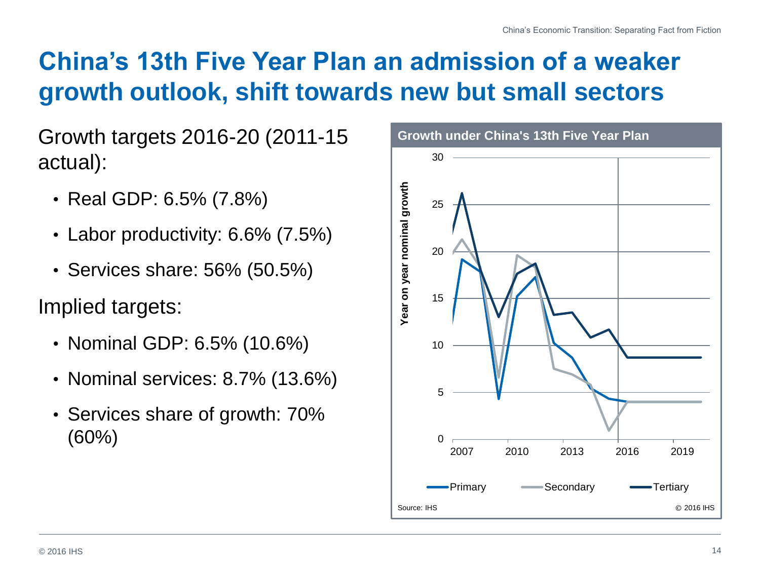# China's 13th Five Year Plan an admission of a weaker growth outlook, shift towards new but small sectors

Growth targets 2016-20 (2011-15 actual):

- Real GDP: 6.5% (7.8%)
- Labor productivity: 6.6% (7.5%)
- Services share: 56% (50.5%)

Implied targets:

- Nominal GDP: 6.5% (10.6%)
- Nominal services: 8.7% (13.6%)
- Services share of growth: 70% (60%)

Growth under China's 13th Five Year Plan

Year on year nominal growth

30
25
20
15
10
5
0

2007 2010 2013 2016 2019

Primary Secondary Tertiary

Source: IHS

© 2016 IHS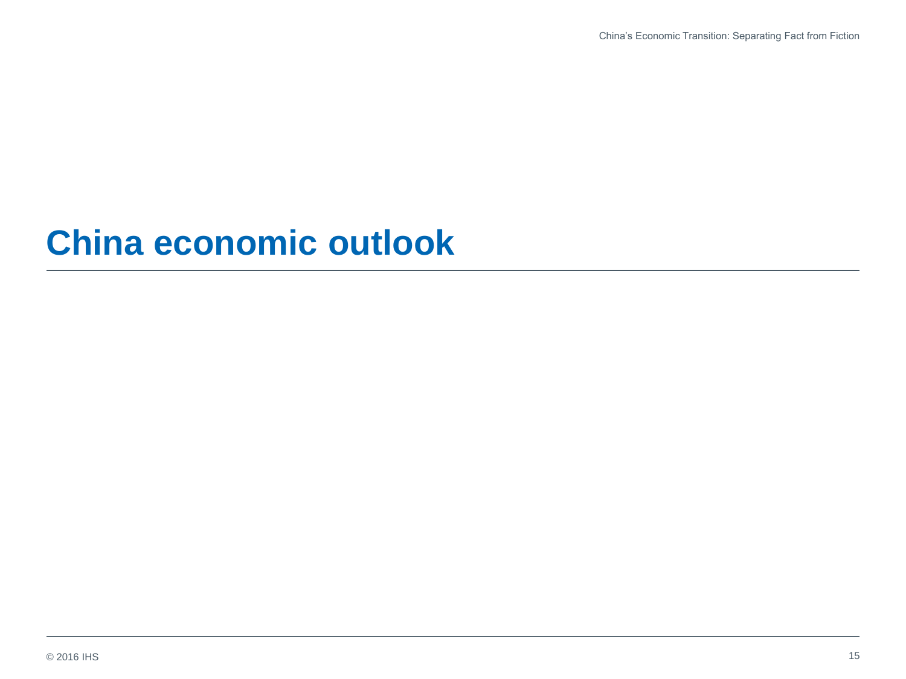# China economic outlook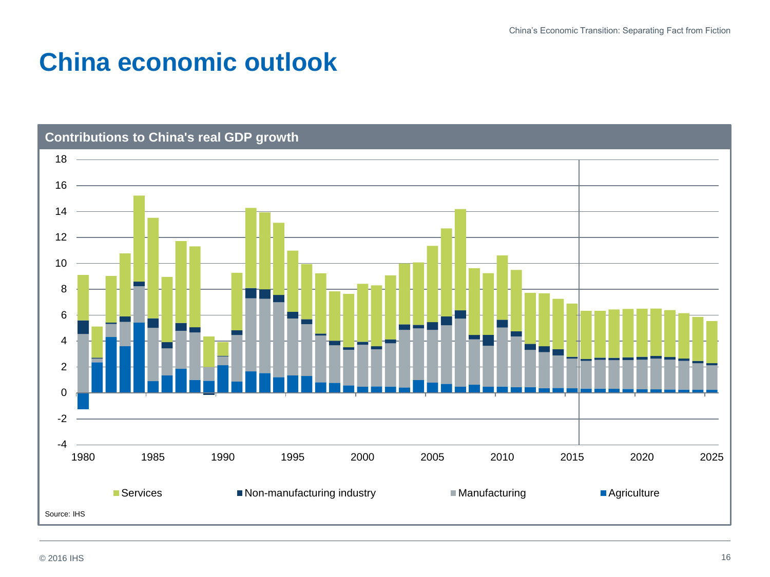# China economic outlook

**Contributions to China's real GDP growth**

18
16
14
12
10
8
6
4
2
0
-2
-4

1980 1985 1990 1995 2000 2005 2010 2015 2020 2025

Services
Non-manufacturing industry
Manufacturing
Agriculture

Source: IHS

© 2016 IHS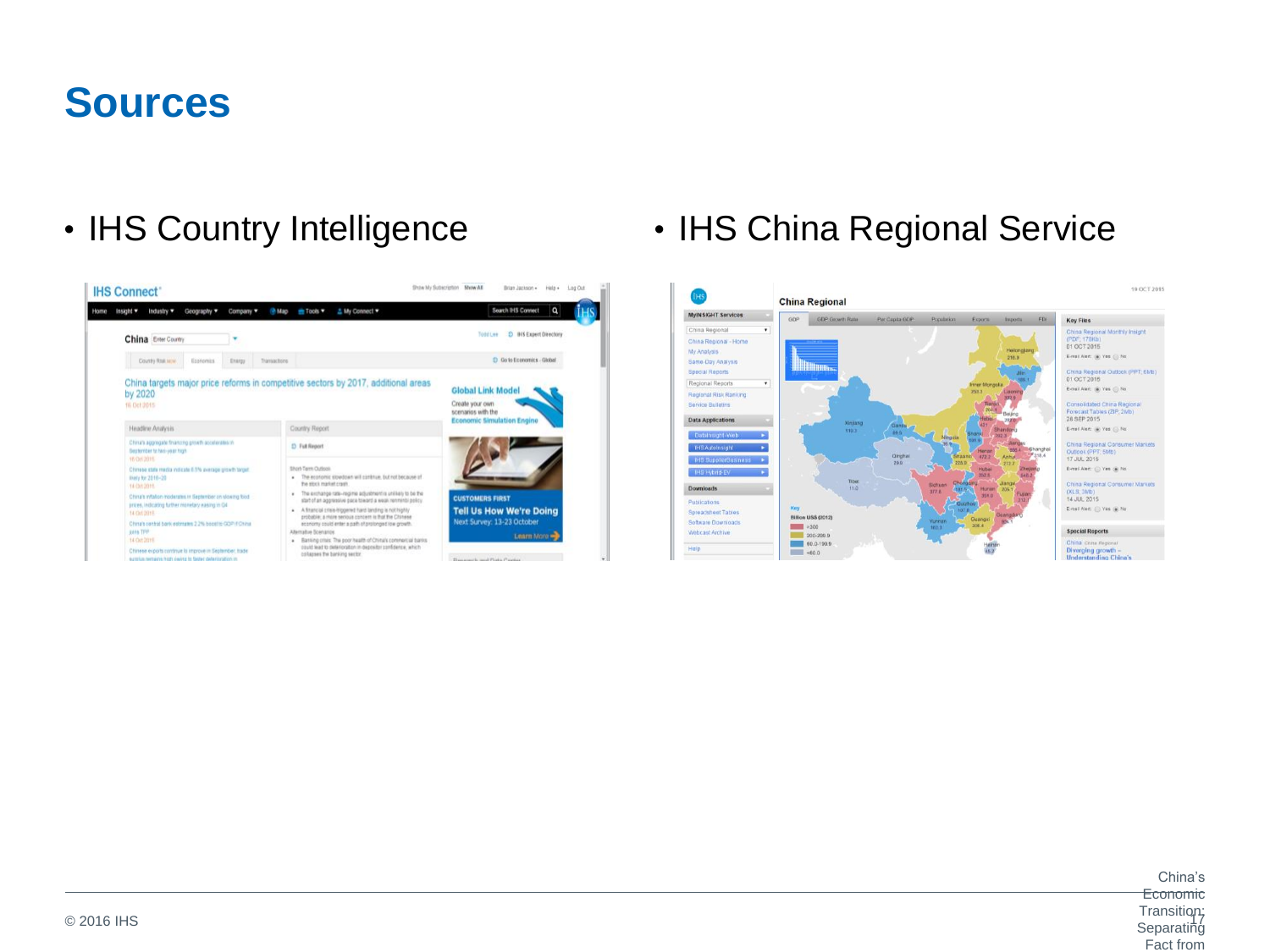# Sources

- IHS Country Intelligence
- IHS China Regional Service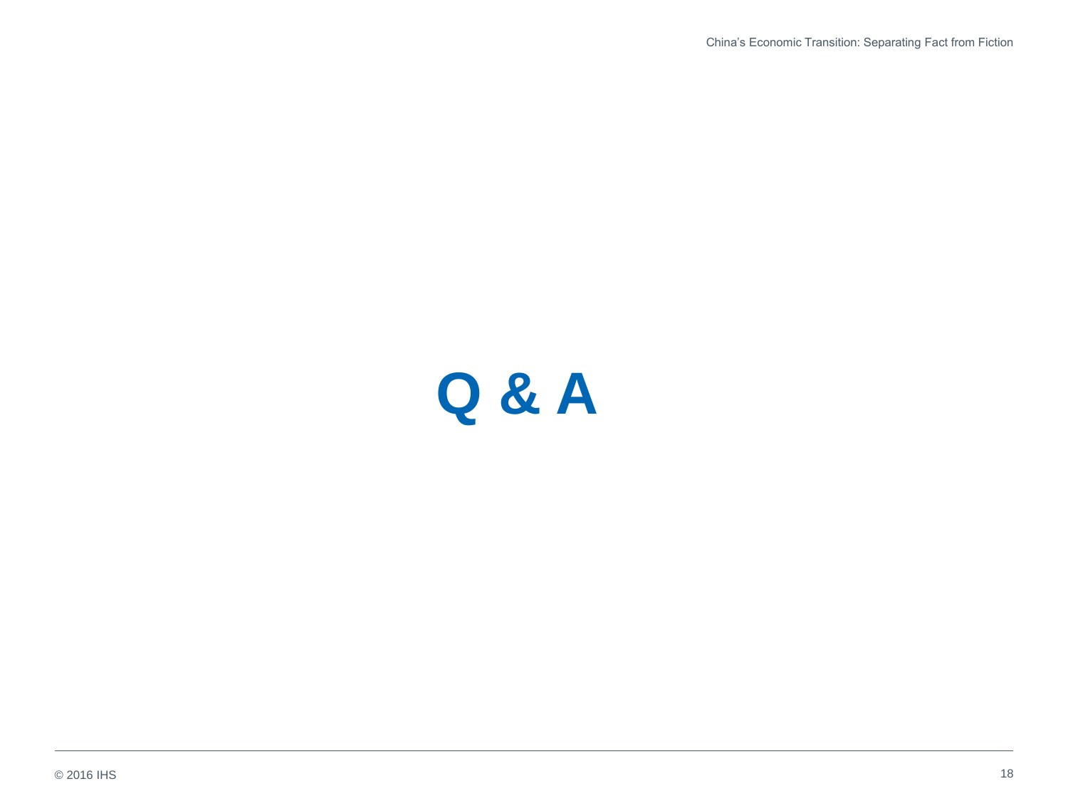# Q & A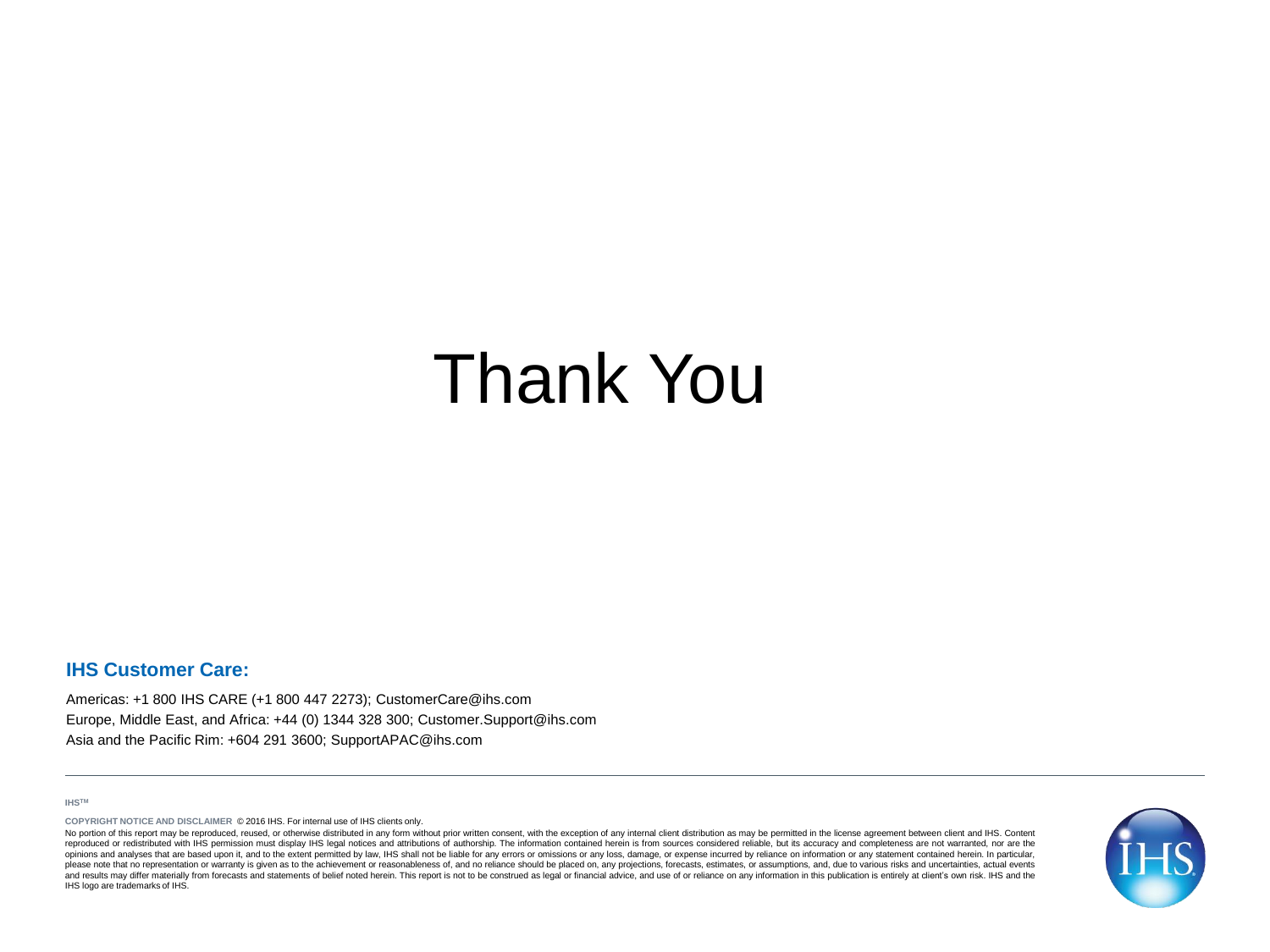# Thank You

**IHS Customer Care:**

Americas: +1 800 IHS CARE (+1 800 447 2273); CustomerCare@ihs.com
Europe, Middle East, and Africa: +44 (0) 1344 328 300; Customer.Support@ihs.com
Asia and the Pacific Rim: +604 291 3600; SupportAPAC@ihs.com

IHS™

**COPYRIGHT NOTICE AND DISCLAIMER** © 2016 IHS. For internal use of IHS clients only.

No portion of this report may be reproduced, reused, or otherwise distributed in any form without prior written consent, with the exception of any internal client distribution as may be permitted in the license agreement between client and IHS. Content reproduced or redistributed with IHS permission must display IHS legal notices and attributions of authorship. The information contained herein is from sources considered reliable, but its accuracy and completeness are not warranted, nor are the opinions and analyses that are based upon it, and to the extent permitted by law, IHS shall not be liable for any errors or omissions or any loss, damage, or expense incurred by reliance on information or any statement contained herein. In particular, please note that no representation or warranty is given as to the achievement or reasonableness of, and no reliance should be placed on, any projections, forecasts, estimates, or assumptions, and, due to various risks and uncertainties, actual events and results may differ materially from forecasts and statements of belief noted herein. This report is not to be construed as legal or financial advice, and use of or reliance on any information in this publication is entirely at client's own risk. IHS and the IHS logo are trademarks of IHS.